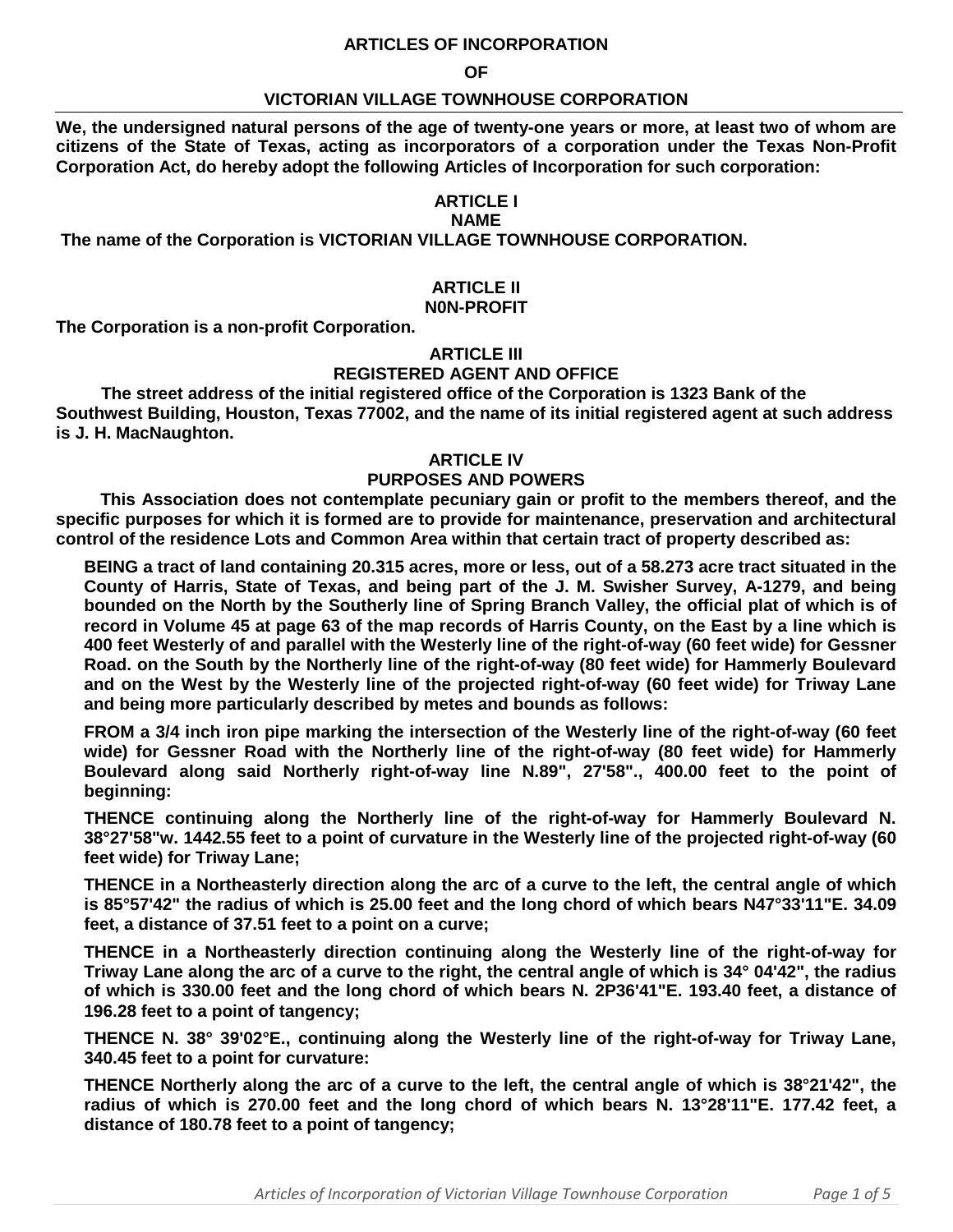# ARTICLES OF INCORPORATION

# OF

# VICTORIAN VILLAGE TOWNHOUSE CORPORATION

**We, the undersigned natural persons of the age of twenty-one years or more, at least two of whom are citizens of the State of Texas, acting as incorporators of a corporation under the Texas Non-Profit Corporation Act, do hereby adopt the following Articles of Incorporation for such corporation:**

## ARTICLE I
## NAME

**The name of the Corporation is VICTORIAN VILLAGE TOWNHOUSE CORPORATION.**

## ARTICLE II
## N0N-PROFIT

**The Corporation is a non-profit Corporation.**

## ARTICLE III
## REGISTERED AGENT AND OFFICE

**The street address of the initial registered office of the Corporation is 1323 Bank of the Southwest Building, Houston, Texas 77002, and the name of its initial registered agent at such address is J. H. MacNaughton.**

## ARTICLE IV
## PURPOSES AND POWERS

**This Association does not contemplate pecuniary gain or profit to the members thereof, and the specific purposes for which it is formed are to provide for maintenance, preservation and architectural control of the residence Lots and Common Area within that certain tract of property described as:**

**BEING a tract of land containing 20.315 acres, more or less, out of a 58.273 acre tract situated in the County of Harris, State of Texas, and being part of the J. M. Swisher Survey, A-1279, and being bounded on the North by the Southerly line of Spring Branch Valley, the official plat of which is of record in Volume 45 at page 63 of the map records of Harris County, on the East by a line which is 400 feet Westerly of and parallel with the Westerly line of the right-of-way (60 feet wide) for Gessner Road. on the South by the Northerly line of the right-of-way (80 feet wide) for Hammerly Boulevard and on the West by the Westerly line of the projected right-of-way (60 feet wide) for Triway Lane and being more particularly described by metes and bounds as follows:**

**FROM a 3/4 inch iron pipe marking the intersection of the Westerly line of the right-of-way (60 feet wide) for Gessner Road with the Northerly line of the right-of-way (80 feet wide) for Hammerly Boulevard along said Northerly right-of-way line N.89", 27'58"., 400.00 feet to the point of beginning:**

**THENCE continuing along the Northerly line of the right-of-way for Hammerly Boulevard N. 38°27'58"w. 1442.55 feet to a point of curvature in the Westerly line of the projected right-of-way (60 feet wide) for Triway Lane;**

**THENCE in a Northeasterly direction along the arc of a curve to the left, the central angle of which is 85°57'42" the radius of which is 25.00 feet and the long chord of which bears N47°33'11"E. 34.09 feet, a distance of 37.51 feet to a point on a curve;**

**THENCE in a Northeasterly direction continuing along the Westerly line of the right-of-way for Triway Lane along the arc of a curve to the right, the central angle of which is 34° 04'42", the radius of which is 330.00 feet and the long chord of which bears N. 2P36'41"E. 193.40 feet, a distance of 196.28 feet to a point of tangency;**

**THENCE N. 38° 39'02°E., continuing along the Westerly line of the right-of-way for Triway Lane, 340.45 feet to a point for curvature:**

**THENCE Northerly along the arc of a curve to the left, the central angle of which is 38°21'42", the radius of which is 270.00 feet and the long chord of which bears N. 13°28'11"E. 177.42 feet, a distance of 180.78 feet to a point of tangency;**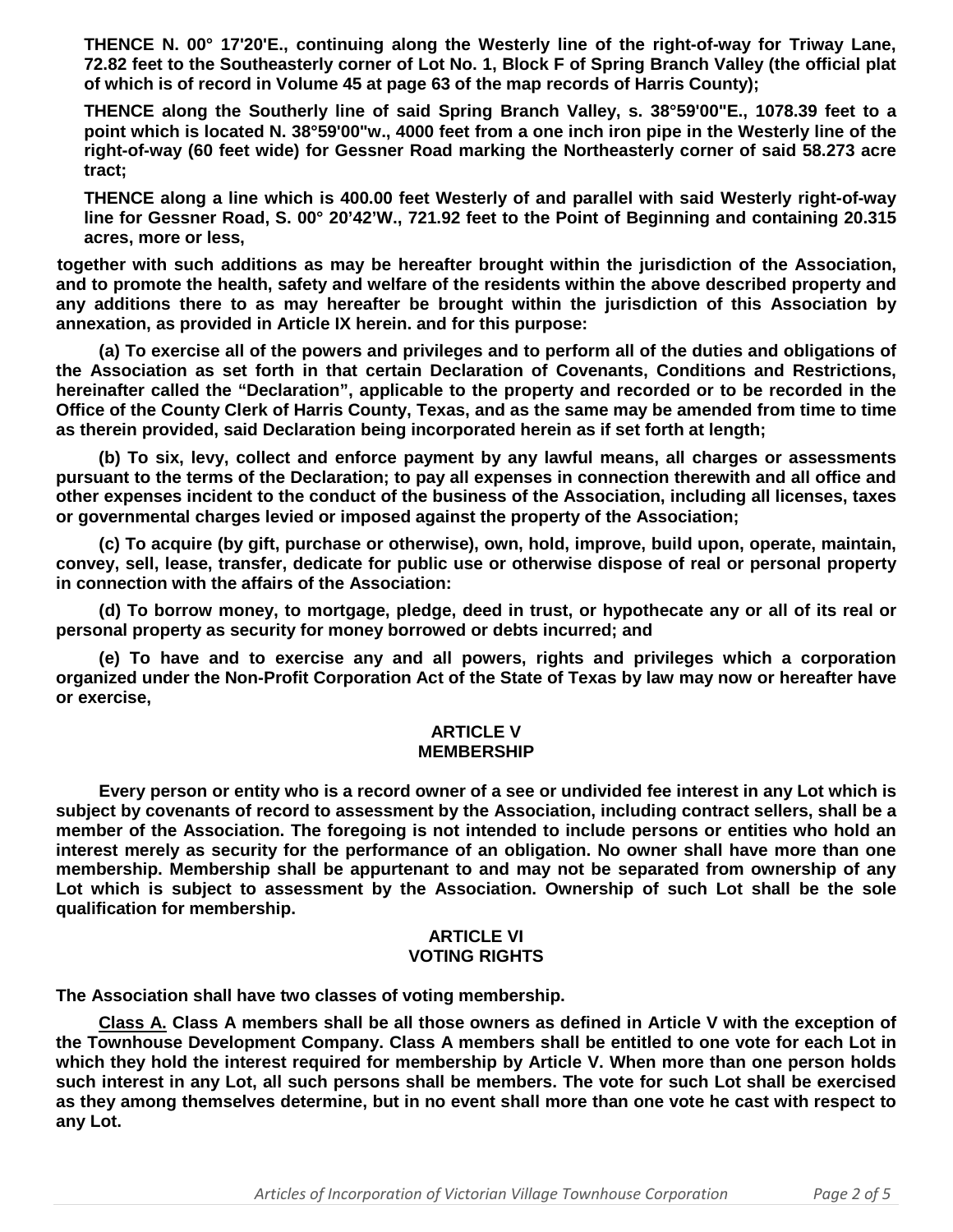**THENCE N. 00° 17'20'E., continuing along the Westerly line of the right-of-way for Triway Lane, 72.82 feet to the Southeasterly corner of Lot No. 1, Block F of Spring Branch Valley (the official plat of which is of record in Volume 45 at page 63 of the map records of Harris County);**

**THENCE along the Southerly line of said Spring Branch Valley, s. 38°59'00"E., 1078.39 feet to a point which is located N. 38°59'00"w., 4000 feet from a one inch iron pipe in the Westerly line of the right-of-way (60 feet wide) for Gessner Road marking the Northeasterly corner of said 58.273 acre tract;**

**THENCE along a line which is 400.00 feet Westerly of and parallel with said Westerly right-of-way line for Gessner Road, S. 00° 20'42'W., 721.92 feet to the Point of Beginning and containing 20.315 acres, more or less,**

**together with such additions as may be hereafter brought within the jurisdiction of the Association, and to promote the health, safety and welfare of the residents within the above described property and any additions there to as may hereafter be brought within the jurisdiction of this Association by annexation, as provided in Article IX herein. and for this purpose:**

**(a) To exercise all of the powers and privileges and to perform all of the duties and obligations of the Association as set forth in that certain Declaration of Covenants, Conditions and Restrictions, hereinafter called the "Declaration", applicable to the property and recorded or to be recorded in the Office of the County Clerk of Harris County, Texas, and as the same may be amended from time to time as therein provided, said Declaration being incorporated herein as if set forth at length;**

**(b) To six, levy, collect and enforce payment by any lawful means, all charges or assessments pursuant to the terms of the Declaration; to pay all expenses in connection therewith and all office and other expenses incident to the conduct of the business of the Association, including all licenses, taxes or governmental charges levied or imposed against the property of the Association;**

**(c) To acquire (by gift, purchase or otherwise), own, hold, improve, build upon, operate, maintain, convey, sell, lease, transfer, dedicate for public use or otherwise dispose of real or personal property in connection with the affairs of the Association:**

**(d) To borrow money, to mortgage, pledge, deed in trust, or hypothecate any or all of its real or personal property as security for money borrowed or debts incurred; and**

**(e) To have and to exercise any and all powers, rights and privileges which a corporation organized under the Non-Profit Corporation Act of the State of Texas by law may now or hereafter have or exercise,**

## ARTICLE V
## MEMBERSHIP

**Every person or entity who is a record owner of a see or undivided fee interest in any Lot which is subject by covenants of record to assessment by the Association, including contract sellers, shall be a member of the Association. The foregoing is not intended to include persons or entities who hold an interest merely as security for the performance of an obligation. No owner shall have more than one membership. Membership shall be appurtenant to and may not be separated from ownership of any Lot which is subject to assessment by the Association. Ownership of such Lot shall be the sole qualification for membership.**

## ARTICLE VI
## VOTING RIGHTS

**The Association shall have two classes of voting membership.**

**<u>Class A.</u> Class A members shall be all those owners as defined in Article V with the exception of the Townhouse Development Company. Class A members shall be entitled to one vote for each Lot in which they hold the interest required for membership by Article V. When more than one person holds such interest in any Lot, all such persons shall be members. The vote for such Lot shall be exercised as they among themselves determine, but in no event shall more than one vote he cast with respect to any Lot.**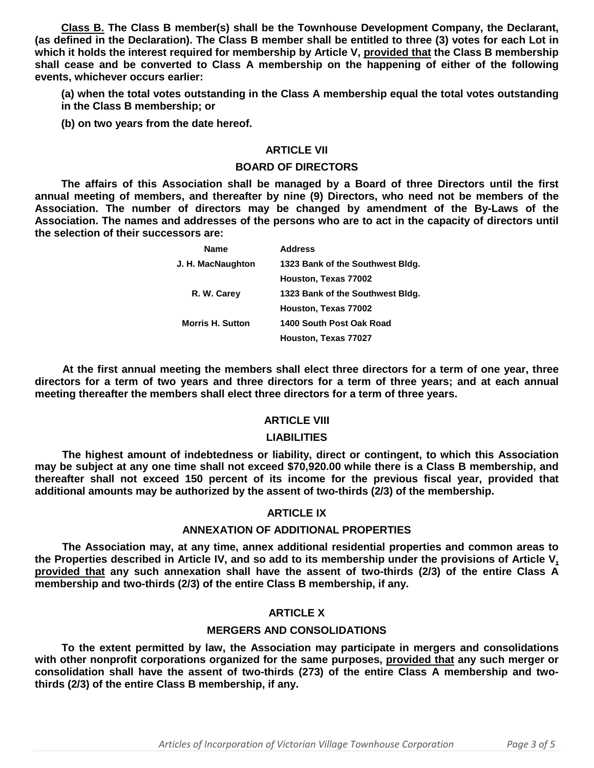**Class B.** The Class B member(s) shall be the Townhouse Development Company, the Declarant, (as defined in the Declaration). The Class B member shall be entitled to three (3) votes for each Lot in which it holds the interest required for membership by Article V, provided that the Class B membership shall cease and be converted to Class A membership on the happening of either of the following events, whichever occurs earlier:

(a) when the total votes outstanding in the Class A membership equal the total votes outstanding in the Class B membership; or

(b) on two years from the date hereof.

## ARTICLE VII

## BOARD OF DIRECTORS

The affairs of this Association shall be managed by a Board of three Directors until the first annual meeting of members, and thereafter by nine (9) Directors, who need not be members of the Association. The number of directors may be changed by amendment of the By-Laws of the Association. The names and addresses of the persons who are to act in the capacity of directors until the selection of their successors are:

| Name | Address |
|---|---|
| J. H. MacNaughton | 1323 Bank of the Southwest Bldg. |
| | Houston, Texas 77002 |
| R. W. Carey | 1323 Bank of the Southwest Bldg. |
| | Houston, Texas 77002 |
| Morris H. Sutton | 1400 South Post Oak Road |
| | Houston, Texas 77027 |

At the first annual meeting the members shall elect three directors for a term of one year, three directors for a term of two years and three directors for a term of three years; and at each annual meeting thereafter the members shall elect three directors for a term of three years.

## ARTICLE VIII

## LIABILITIES

The highest amount of indebtedness or liability, direct or contingent, to which this Association may be subject at any one time shall not exceed $70,920.00 while there is a Class B membership, and thereafter shall not exceed 150 percent of its income for the previous fiscal year, provided that additional amounts may be authorized by the assent of two-thirds (2/3) of the membership.

## ARTICLE IX

## ANNEXATION OF ADDITIONAL PROPERTIES

The Association may, at any time, annex additional residential properties and common areas to the Properties described in Article IV, and so add to its membership under the provisions of Article V, provided that any such annexation shall have the assent of two-thirds (2/3) of the entire Class A membership and two-thirds (2/3) of the entire Class B membership, if any.

## ARTICLE X

## MERGERS AND CONSOLIDATIONS

To the extent permitted by law, the Association may participate in mergers and consolidations with other nonprofit corporations organized for the same purposes, provided that any such merger or consolidation shall have the assent of two-thirds (273) of the entire Class A membership and two-thirds (2/3) of the entire Class B membership, if any.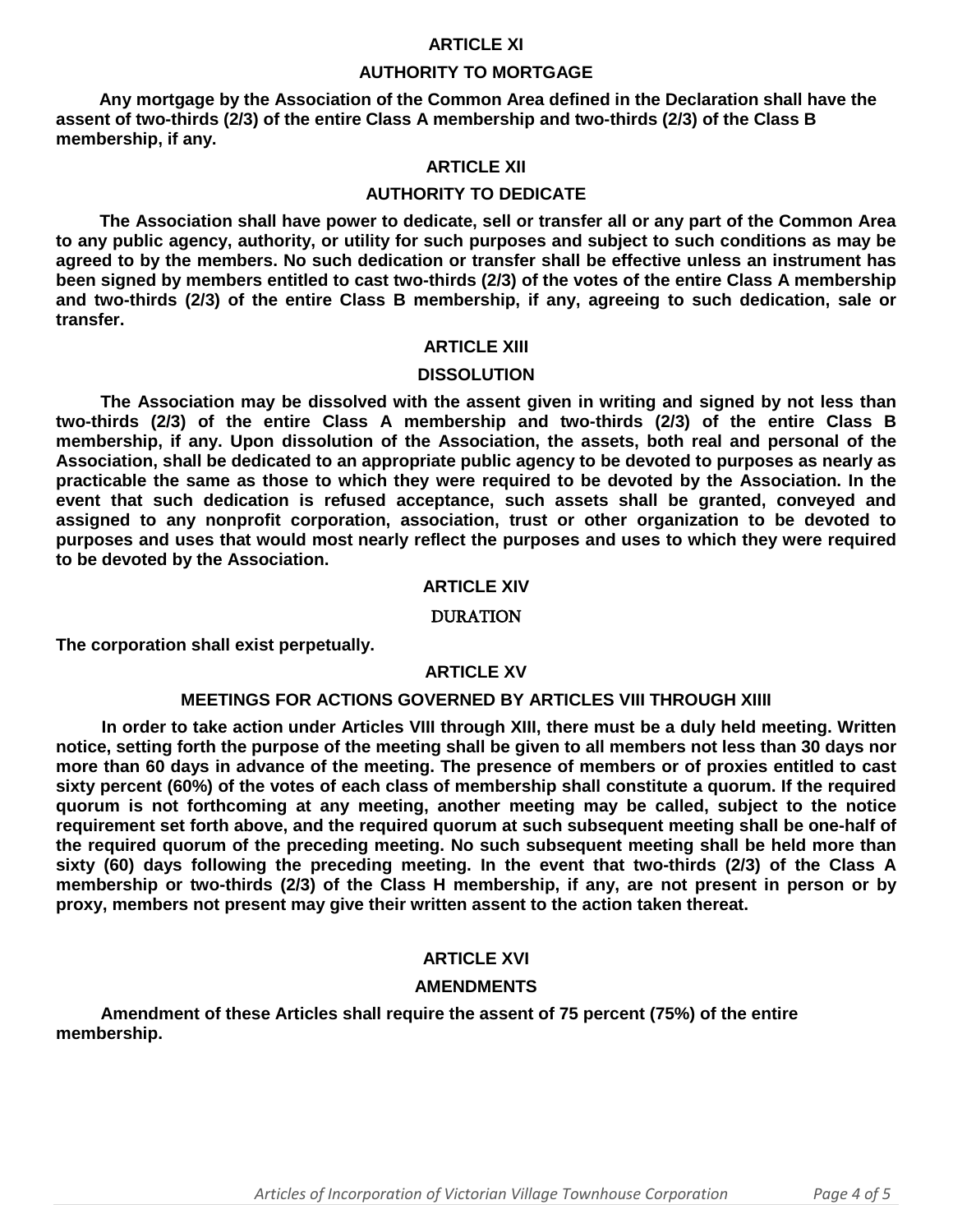## ARTICLE XI

## AUTHORITY TO MORTGAGE

**Any mortgage by the Association of the Common Area defined in the Declaration shall have the assent of two-thirds (2/3) of the entire Class A membership and two-thirds (2/3) of the Class B membership, if any.**

## ARTICLE XII

## AUTHORITY TO DEDICATE

**The Association shall have power to dedicate, sell or transfer all or any part of the Common Area to any public agency, authority, or utility for such purposes and subject to such conditions as may be agreed to by the members. No such dedication or transfer shall be effective unless an instrument has been signed by members entitled to cast two-thirds (2/3) of the votes of the entire Class A membership and two-thirds (2/3) of the entire Class B membership, if any, agreeing to such dedication, sale or transfer.**

## ARTICLE XIII

## DISSOLUTION

**The Association may be dissolved with the assent given in writing and signed by not less than two-thirds (2/3) of the entire Class A membership and two-thirds (2/3) of the entire Class B membership, if any. Upon dissolution of the Association, the assets, both real and personal of the Association, shall be dedicated to an appropriate public agency to be devoted to purposes as nearly as practicable the same as those to which they were required to be devoted by the Association. In the event that such dedication is refused acceptance, such assets shall be granted, conveyed and assigned to any nonprofit corporation, association, trust or other organization to be devoted to purposes and uses that would most nearly reflect the purposes and uses to which they were required to be devoted by the Association.**

## ARTICLE XIV

## DURATION

**The corporation shall exist perpetually.**

## ARTICLE XV

## MEETINGS FOR ACTIONS GOVERNED BY ARTICLES VIII THROUGH XIIII

**In order to take action under Articles VIII through XIII, there must be a duly held meeting. Written notice, setting forth the purpose of the meeting shall be given to all members not less than 30 days nor more than 60 days in advance of the meeting. The presence of members or of proxies entitled to cast sixty percent (60%) of the votes of each class of membership shall constitute a quorum. If the required quorum is not forthcoming at any meeting, another meeting may be called, subject to the notice requirement set forth above, and the required quorum at such subsequent meeting shall be one-half of the required quorum of the preceding meeting. No such subsequent meeting shall be held more than sixty (60) days following the preceding meeting. In the event that two-thirds (2/3) of the Class A membership or two-thirds (2/3) of the Class H membership, if any, are not present in person or by proxy, members not present may give their written assent to the action taken thereat.**

## ARTICLE XVI

## AMENDMENTS

**Amendment of these Articles shall require the assent of 75 percent (75%) of the entire membership.**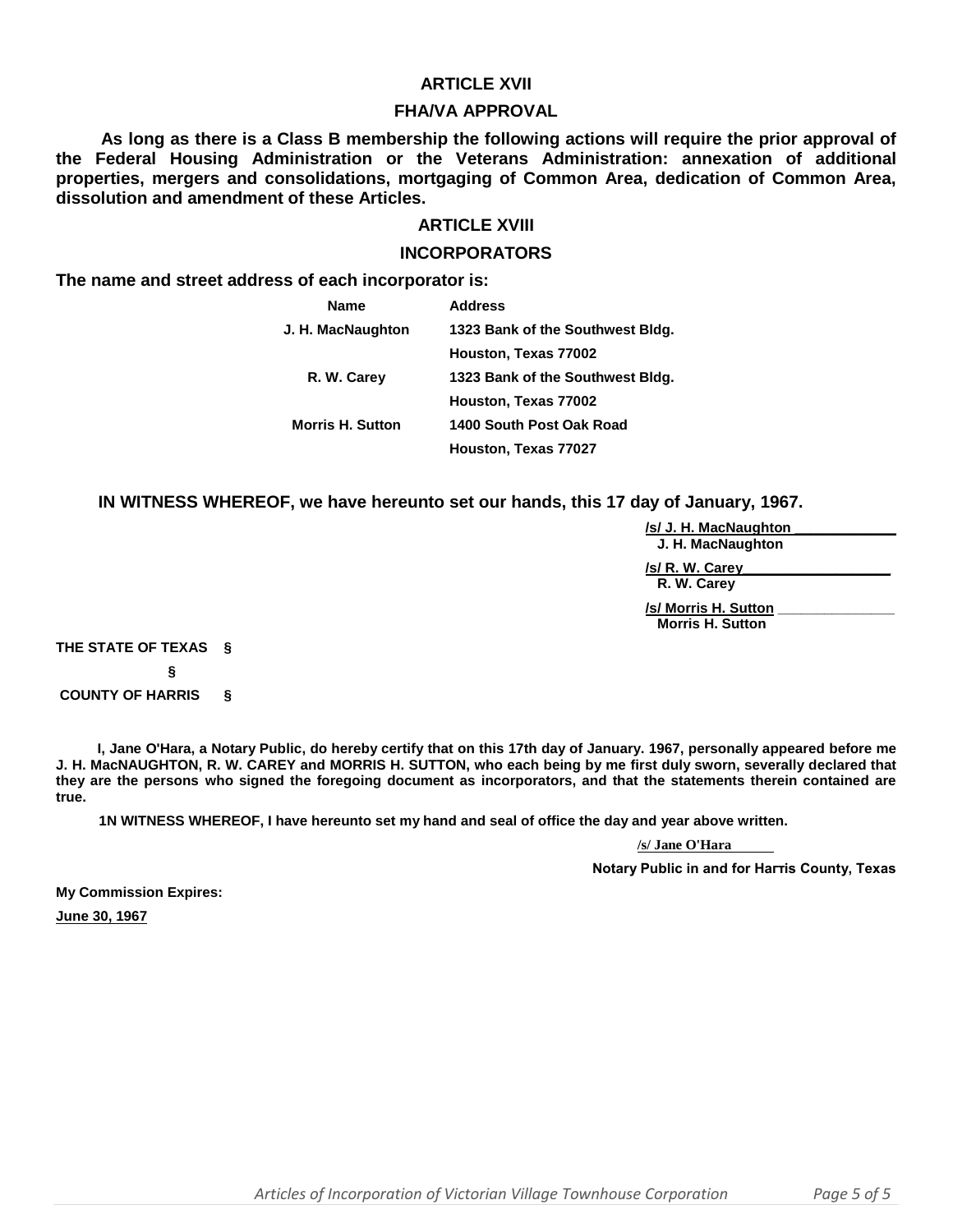## ARTICLE XVII

## FHA/VA APPROVAL

**As long as there is a Class B membership the following actions will require the prior approval of the Federal Housing Administration or the Veterans Administration: annexation of additional properties, mergers and consolidations, mortgaging of Common Area, dedication of Common Area, dissolution and amendment of these Articles.**

## ARTICLE XVIII

## INCORPORATORS

**The name and street address of each incorporator is:**

| Name | Address |
|---|---|
| J. H. MacNaughton | 1323 Bank of the Southwest Bldg. Houston, Texas 77002 |
| R. W. Carey | 1323 Bank of the Southwest Bldg. Houston, Texas 77002 |
| Morris H. Sutton | 1400 South Post Oak Road Houston, Texas 77027 |

**IN WITNESS WHEREOF, we have hereunto set our hands, this 17 day of January, 1967.**

/s/ J. H. MacNaughton
**J. H. MacNaughton**

/s/ R. W. Carey
**R. W. Carey**

/s/ Morris H. Sutton
**Morris H. Sutton**

**THE STATE OF TEXAS §**
**§**
**COUNTY OF HARRIS §**

**I, Jane O'Hara, a Notary Public, do hereby certify that on this 17th day of January. 1967, personally appeared before me J. H. MacNAUGHTON, R. W. CAREY and MORRIS H. SUTTON, who each being by me first duly sworn, severally declared that they are the persons who signed the foregoing document as incorporators, and that the statements therein contained are true.**

**1N WITNESS WHEREOF, I have hereunto set my hand and seal of office the day and year above written.**

/s/ Jane O'Hara

**Notary Public in and for Harris County, Texas**

**My Commission Expires:**

**June 30, 1967**